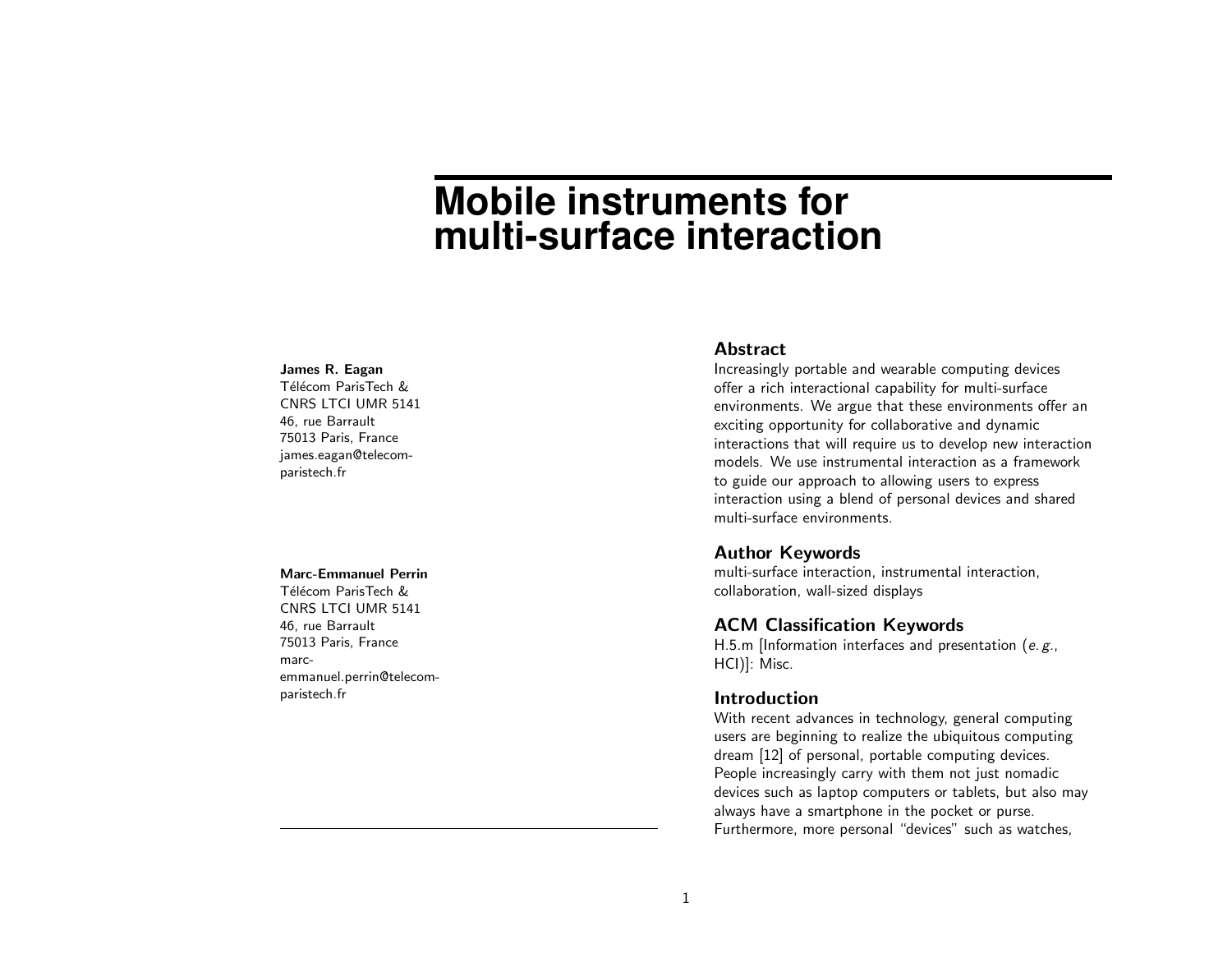# Mobile instruments for multi-surface interaction

**James R. Eagan**
Télécom ParisTech &
CNRS LTCI UMR 5141
46, rue Barrault
75013 Paris, France
james.eagan@telecom-paristech.fr

**Marc-Emmanuel Perrin**
Télécom ParisTech &
CNRS LTCI UMR 5141
46, rue Barrault
75013 Paris, France
marc-emmanuel.perrin@telecom-paristech.fr

## Abstract

Increasingly portable and wearable computing devices offer a rich interactional capability for multi-surface environments. We argue that these environments offer an exciting opportunity for collaborative and dynamic interactions that will require us to develop new interaction models. We use instrumental interaction as a framework to guide our approach to allowing users to express interaction using a blend of personal devices and shared multi-surface environments.

## Author Keywords

multi-surface interaction, instrumental interaction, collaboration, wall-sized displays

## ACM Classification Keywords

H.5.m [Information interfaces and presentation (*e.g.*, HCI)]: Misc.

## Introduction

With recent advances in technology, general computing users are beginning to realize the ubiquitous computing dream [12] of personal, portable computing devices. People increasingly carry with them not just nomadic devices such as laptop computers or tablets, but also may always have a smartphone in the pocket or purse. Furthermore, more personal "devices" such as watches,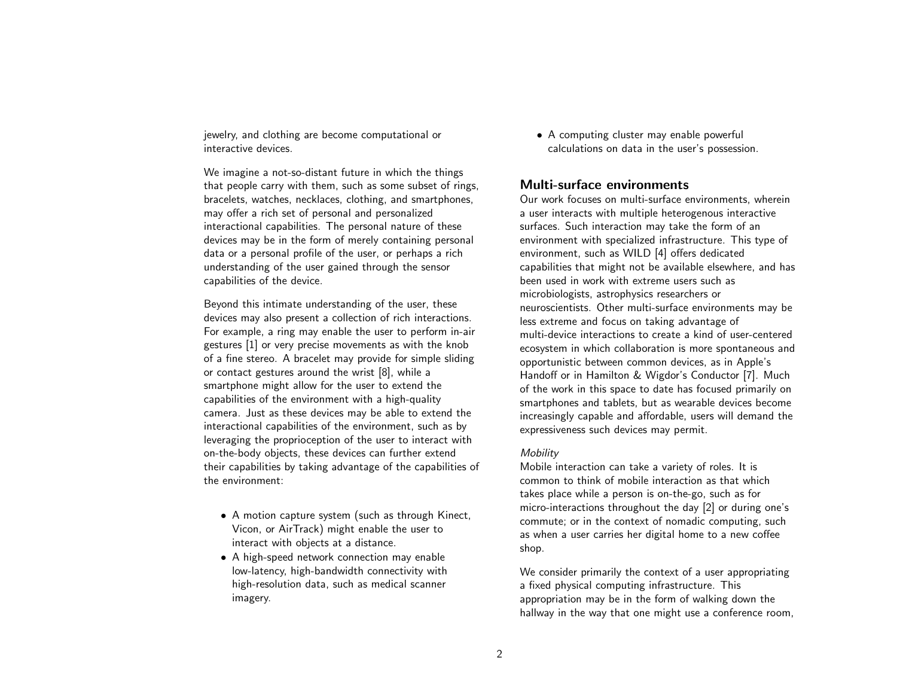jewelry, and clothing are become computational or interactive devices.

We imagine a not-so-distant future in which the things that people carry with them, such as some subset of rings, bracelets, watches, necklaces, clothing, and smartphones, may offer a rich set of personal and personalized interactional capabilities. The personal nature of these devices may be in the form of merely containing personal data or a personal profile of the user, or perhaps a rich understanding of the user gained through the sensor capabilities of the device.

Beyond this intimate understanding of the user, these devices may also present a collection of rich interactions. For example, a ring may enable the user to perform in-air gestures [1] or very precise movements as with the knob of a fine stereo. A bracelet may provide for simple sliding or contact gestures around the wrist [8], while a smartphone might allow for the user to extend the capabilities of the environment with a high-quality camera. Just as these devices may be able to extend the interactional capabilities of the environment, such as by leveraging the proprioception of the user to interact with on-the-body objects, these devices can further extend their capabilities by taking advantage of the capabilities of the environment:

- A motion capture system (such as through Kinect, Vicon, or AirTrack) might enable the user to interact with objects at a distance.
- A high-speed network connection may enable low-latency, high-bandwidth connectivity with high-resolution data, such as medical scanner imagery.
- A computing cluster may enable powerful calculations on data in the user's possession.

## Multi-surface environments

Our work focuses on multi-surface environments, wherein a user interacts with multiple heterogenous interactive surfaces. Such interaction may take the form of an environment with specialized infrastructure. This type of environment, such as WILD [4] offers dedicated capabilities that might not be available elsewhere, and has been used in work with extreme users such as microbiologists, astrophysics researchers or neuroscientists. Other multi-surface environments may be less extreme and focus on taking advantage of multi-device interactions to create a kind of user-centered ecosystem in which collaboration is more spontaneous and opportunistic between common devices, as in Apple's Handoff or in Hamilton & Wigdor's Conductor [7]. Much of the work in this space to date has focused primarily on smartphones and tablets, but as wearable devices become increasingly capable and affordable, users will demand the expressiveness such devices may permit.

*Mobility*

Mobile interaction can take a variety of roles. It is common to think of mobile interaction as that which takes place while a person is on-the-go, such as for micro-interactions throughout the day [2] or during one's commute; or in the context of nomadic computing, such as when a user carries her digital home to a new coffee shop.

We consider primarily the context of a user appropriating a fixed physical computing infrastructure. This appropriation may be in the form of walking down the hallway in the way that one might use a conference room,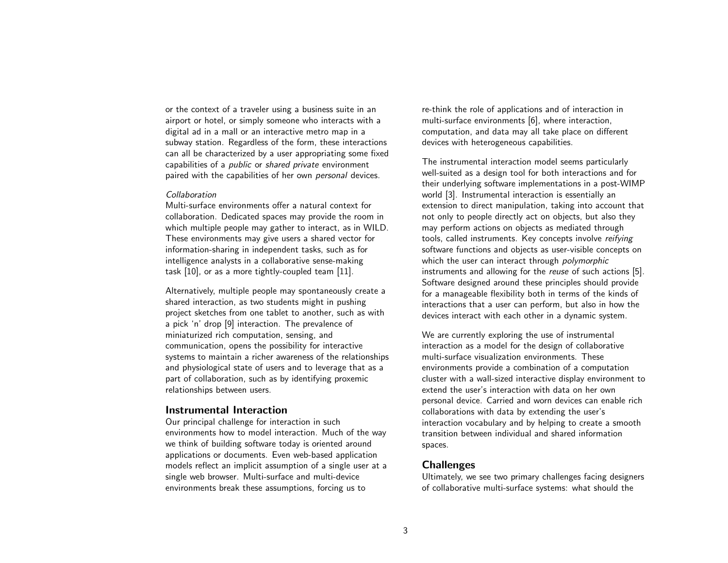or the context of a traveler using a business suite in an airport or hotel, or simply someone who interacts with a digital ad in a mall or an interactive metro map in a subway station. Regardless of the form, these interactions can all be characterized by a user appropriating some fixed capabilities of a *public* or *shared private* environment paired with the capabilities of her own *personal* devices.

*Collaboration*

Multi-surface environments offer a natural context for collaboration. Dedicated spaces may provide the room in which multiple people may gather to interact, as in WILD. These environments may give users a shared vector for information-sharing in independent tasks, such as for intelligence analysts in a collaborative sense-making task [10], or as a more tightly-coupled team [11].

Alternatively, multiple people may spontaneously create a shared interaction, as two students might in pushing project sketches from one tablet to another, such as with a pick 'n' drop [9] interaction. The prevalence of miniaturized rich computation, sensing, and communication, opens the possibility for interactive systems to maintain a richer awareness of the relationships and physiological state of users and to leverage that as a part of collaboration, such as by identifying proxemic relationships between users.

## Instrumental Interaction

Our principal challenge for interaction in such environments how to model interaction. Much of the way we think of building software today is oriented around applications or documents. Even web-based application models reflect an implicit assumption of a single user at a single web browser. Multi-surface and multi-device environments break these assumptions, forcing us to re-think the role of applications and of interaction in multi-surface environments [6], where interaction, computation, and data may all take place on different devices with heterogeneous capabilities.

The instrumental interaction model seems particularly well-suited as a design tool for both interactions and for their underlying software implementations in a post-WIMP world [3]. Instrumental interaction is essentially an extension to direct manipulation, taking into account that not only to people directly act on objects, but also they may perform actions on objects as mediated through tools, called instruments. Key concepts involve *reifying* software functions and objects as user-visible concepts on which the user can interact through *polymorphic* instruments and allowing for the *reuse* of such actions [5]. Software designed around these principles should provide for a manageable flexibility both in terms of the kinds of interactions that a user can perform, but also in how the devices interact with each other in a dynamic system.

We are currently exploring the use of instrumental interaction as a model for the design of collaborative multi-surface visualization environments. These environments provide a combination of a computation cluster with a wall-sized interactive display environment to extend the user's interaction with data on her own personal device. Carried and worn devices can enable rich collaborations with data by extending the user's interaction vocabulary and by helping to create a smooth transition between individual and shared information spaces.

## Challenges

Ultimately, we see two primary challenges facing designers of collaborative multi-surface systems: what should the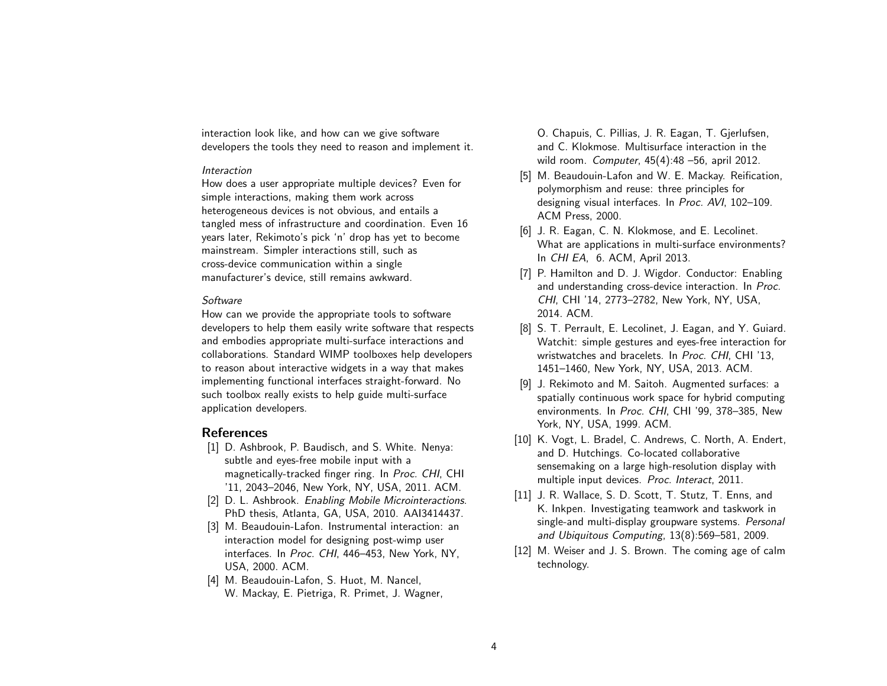interaction look like, and how can we give software developers the tools they need to reason and implement it.

*Interaction*

How does a user appropriate multiple devices? Even for simple interactions, making them work across heterogeneous devices is not obvious, and entails a tangled mess of infrastructure and coordination. Even 16 years later, Rekimoto's pick 'n' drop has yet to become mainstream. Simpler interactions still, such as cross-device communication within a single manufacturer's device, still remains awkward.

*Software*

How can we provide the appropriate tools to software developers to help them easily write software that respects and embodies appropriate multi-surface interactions and collaborations. Standard WIMP toolboxes help developers to reason about interactive widgets in a way that makes implementing functional interfaces straight-forward. No such toolbox really exists to help guide multi-surface application developers.

## References

[1] D. Ashbrook, P. Baudisch, and S. White. Nenya: subtle and eyes-free mobile input with a magnetically-tracked finger ring. In *Proc. CHI*, CHI '11, 2043–2046, New York, NY, USA, 2011. ACM.

[2] D. L. Ashbrook. *Enabling Mobile Microinteractions*. PhD thesis, Atlanta, GA, USA, 2010. AAI3414437.

[3] M. Beaudouin-Lafon. Instrumental interaction: an interaction model for designing post-wimp user interfaces. In *Proc. CHI*, 446–453, New York, NY, USA, 2000. ACM.

[4] M. Beaudouin-Lafon, S. Huot, M. Nancel, W. Mackay, E. Pietriga, R. Primet, J. Wagner, O. Chapuis, C. Pillias, J. R. Eagan, T. Gjerlufsen, and C. Klokmose. Multisurface interaction in the wild room. *Computer*, 45(4):48 –56, april 2012.

[5] M. Beaudouin-Lafon and W. E. Mackay. Reification, polymorphism and reuse: three principles for designing visual interfaces. In *Proc. AVI*, 102–109. ACM Press, 2000.

[6] J. R. Eagan, C. N. Klokmose, and E. Lecolinet. What are applications in multi-surface environments? In *CHI EA*, 6. ACM, April 2013.

[7] P. Hamilton and D. J. Wigdor. Conductor: Enabling and understanding cross-device interaction. In *Proc. CHI*, CHI '14, 2773–2782, New York, NY, USA, 2014. ACM.

[8] S. T. Perrault, E. Lecolinet, J. Eagan, and Y. Guiard. Watchit: simple gestures and eyes-free interaction for wristwatches and bracelets. In *Proc. CHI*, CHI '13, 1451–1460, New York, NY, USA, 2013. ACM.

[9] J. Rekimoto and M. Saitoh. Augmented surfaces: a spatially continuous work space for hybrid computing environments. In *Proc. CHI*, CHI '99, 378–385, New York, NY, USA, 1999. ACM.

[10] K. Vogt, L. Bradel, C. Andrews, C. North, A. Endert, and D. Hutchings. Co-located collaborative sensemaking on a large high-resolution display with multiple input devices. *Proc. Interact*, 2011.

[11] J. R. Wallace, S. D. Scott, T. Stutz, T. Enns, and K. Inkpen. Investigating teamwork and taskwork in single-and multi-display groupware systems. *Personal and Ubiquitous Computing*, 13(8):569–581, 2009.

[12] M. Weiser and J. S. Brown. The coming age of calm technology.